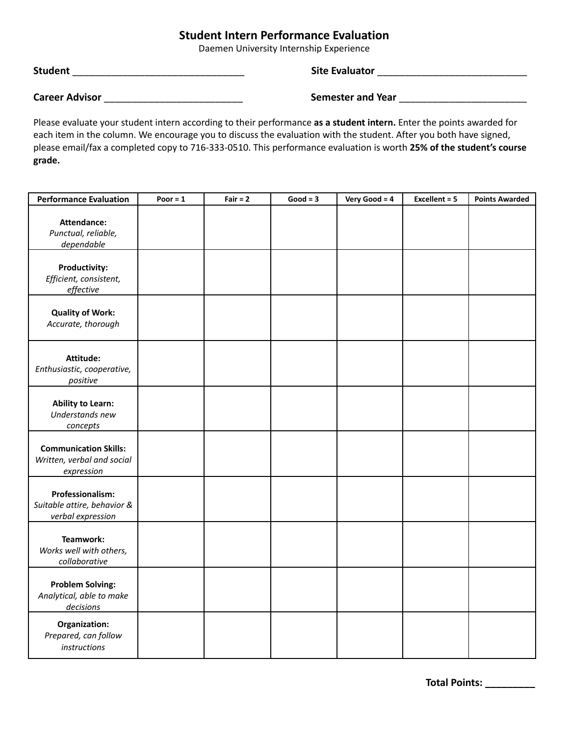# Student Intern Performance Evaluation

Daemen University Internship Experience

**Student** ________________________________ **Site Evaluator** ___________________________

**Career Advisor** _________________________ **Semester and Year** _______________________

Please evaluate your student intern according to their performance **as a student intern.** Enter the points awarded for each item in the column. We encourage you to discuss the evaluation with the student. After you both have signed, please email/fax a completed copy to 716-333-0510. This performance evaluation is worth **25% of the student's course grade.**

| Performance Evaluation | Poor = 1 | Fair = 2 | Good = 3 | Very Good = 4 | Excellent = 5 | Points Awarded |
|---|---|---|---|---|---|---|
| **Attendance:** *Punctual, reliable, dependable* | | | | | | |
| **Productivity:** *Efficient, consistent, effective* | | | | | | |
| **Quality of Work:** *Accurate, thorough* | | | | | | |
| **Attitude:** *Enthusiastic, cooperative, positive* | | | | | | |
| **Ability to Learn:** *Understands new concepts* | | | | | | |
| **Communication Skills:** *Written, verbal and social expression* | | | | | | |
| **Professionalism:** *Suitable attire, behavior & verbal expression* | | | | | | |
| **Teamwork:** *Works well with others, collaborative* | | | | | | |
| **Problem Solving:** *Analytical, able to make decisions* | | | | | | |
| **Organization:** *Prepared, can follow instructions* | | | | | | |

**Total Points:** _________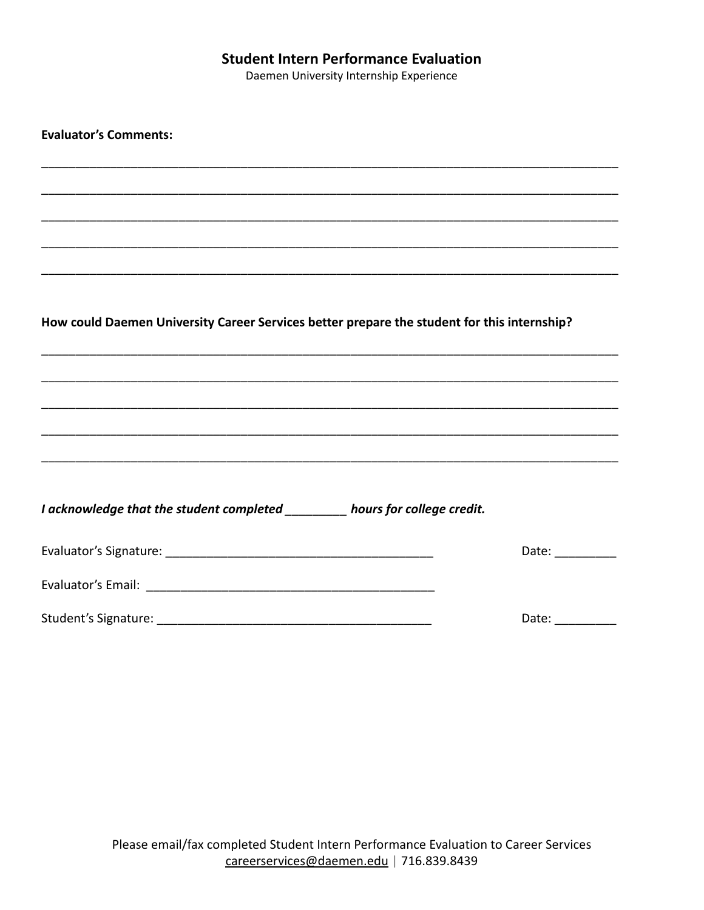## Student Intern Performance Evaluation

Daemen University Internship Experience

**Evaluator's Comments:**

______________________________________________________________________________

______________________________________________________________________________

______________________________________________________________________________

______________________________________________________________________________

______________________________________________________________________________

**How could Daemen University Career Services better prepare the student for this internship?**

______________________________________________________________________________

______________________________________________________________________________

______________________________________________________________________________

______________________________________________________________________________

______________________________________________________________________________

***I acknowledge that the student completed _________ hours for college credit.***

Evaluator's Signature: ________________________________________ Date: _________

Evaluator's Email: ___________________________________________

Student's Signature: ________________________________________ Date: _________

Please email/fax completed Student Intern Performance Evaluation to Career Services
careerservices@daemen.edu | 716.839.8439